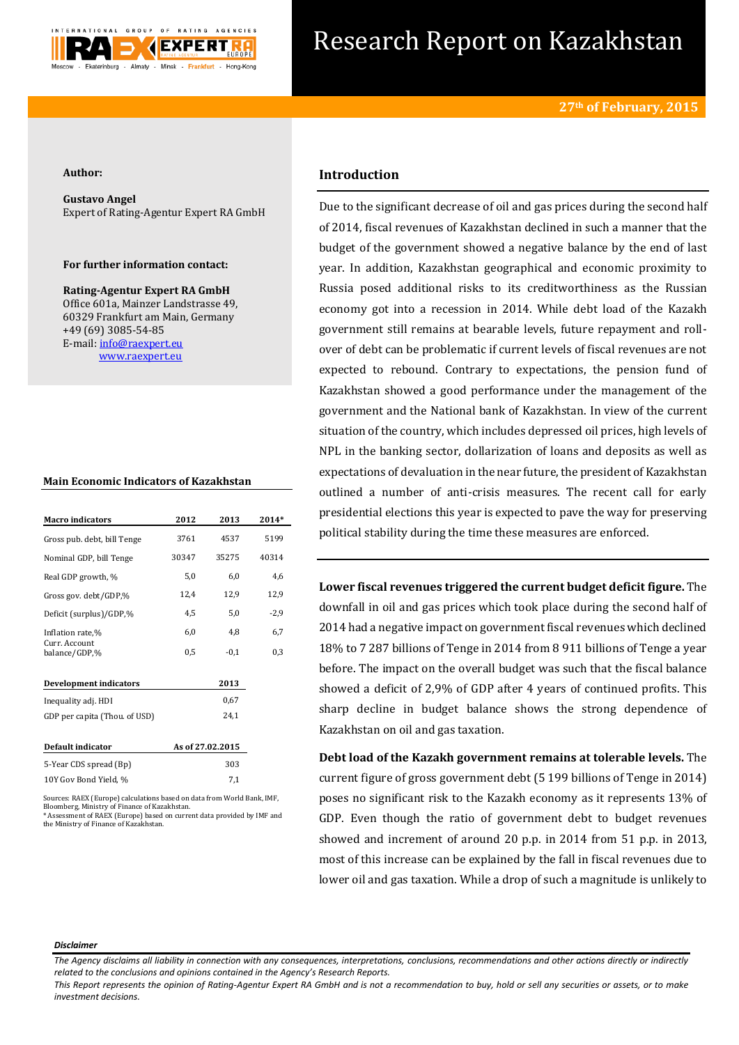# Research Report on Kazakhstan

**27th of February, 2015**

**Author:**

**Gustavo Angel**
Expert of Rating-Agentur Expert RA GmbH

**For further information contact:**

**Rating-Agentur Expert RA GmbH**
Office 601a, Mainzer Landstrasse 49,
60329 Frankfurt am Main, Germany
+49 (69) 3085-54-85
E-mail: info@raexpert.eu
www.raexpert.eu

### Main Economic Indicators of Kazakhstan

| Macro indicators | 2012 | 2013 | 2014* |
|---|---|---|---|
| Gross pub. debt, bill Tenge | 3761 | 4537 | 5199 |
| Nominal GDP, bill Tenge | 30347 | 35275 | 40314 |
| Real GDP growth, % | 5,0 | 6,0 | 4,6 |
| Gross gov. debt/GDP,% | 12,4 | 12,9 | 12,9 |
| Deficit (surplus)/GDP,% | 4,5 | 5,0 | -2,9 |
| Inflation rate,% | 6,0 | 4,8 | 6,7 |
| Curr. Account balance/GDP,% | 0,5 | -0,1 | 0,3 |

| Development indicators | 2013 |
|---|---|
| Inequality adj. HDI | 0,67 |
| GDP per capita (Thou. of USD) | 24,1 |

| Default indicator | As of 27.02.2015 |
|---|---|
| 5-Year CDS spread (Bp) | 303 |
| 10Y Gov Bond Yield, % | 7,1 |

Sources: RAEX (Europe) calculations based on data from World Bank, IMF, Bloomberg, Ministry of Finance of Kazakhstan.
\* Assessment of RAEX (Europe) based on current data provided by IMF and the Ministry of Finance of Kazakhstan.

## Introduction

Due to the significant decrease of oil and gas prices during the second half of 2014, fiscal revenues of Kazakhstan declined in such a manner that the budget of the government showed a negative balance by the end of last year. In addition, Kazakhstan geographical and economic proximity to Russia posed additional risks to its creditworthiness as the Russian economy got into a recession in 2014. While debt load of the Kazakh government still remains at bearable levels, future repayment and roll-over of debt can be problematic if current levels of fiscal revenues are not expected to rebound. Contrary to expectations, the pension fund of Kazakhstan showed a good performance under the management of the government and the National bank of Kazakhstan. In view of the current situation of the country, which includes depressed oil prices, high levels of NPL in the banking sector, dollarization of loans and deposits as well as expectations of devaluation in the near future, the president of Kazakhstan outlined a number of anti-crisis measures. The recent call for early presidential elections this year is expected to pave the way for preserving political stability during the time these measures are enforced.

**Lower fiscal revenues triggered the current budget deficit figure.** The downfall in oil and gas prices which took place during the second half of 2014 had a negative impact on government fiscal revenues which declined 18% to 7 287 billions of Tenge in 2014 from 8 911 billions of Tenge a year before. The impact on the overall budget was such that the fiscal balance showed a deficit of 2,9% of GDP after 4 years of continued profits. This sharp decline in budget balance shows the strong dependence of Kazakhstan on oil and gas taxation.

**Debt load of the Kazakh government remains at tolerable levels.** The current figure of gross government debt (5 199 billions of Tenge in 2014) poses no significant risk to the Kazakh economy as it represents 13% of GDP. Even though the ratio of government debt to budget revenues showed and increment of around 20 p.p. in 2014 from 51 p.p. in 2013, most of this increase can be explained by the fall in fiscal revenues due to lower oil and gas taxation. While a drop of such a magnitude is unlikely to

*Disclaimer*

*The Agency disclaims all liability in connection with any consequences, interpretations, conclusions, recommendations and other actions directly or indirectly related to the conclusions and opinions contained in the Agency's Research Reports.*
*This Report represents the opinion of Rating-Agentur Expert RA GmbH and is not a recommendation to buy, hold or sell any securities or assets, or to make investment decisions.*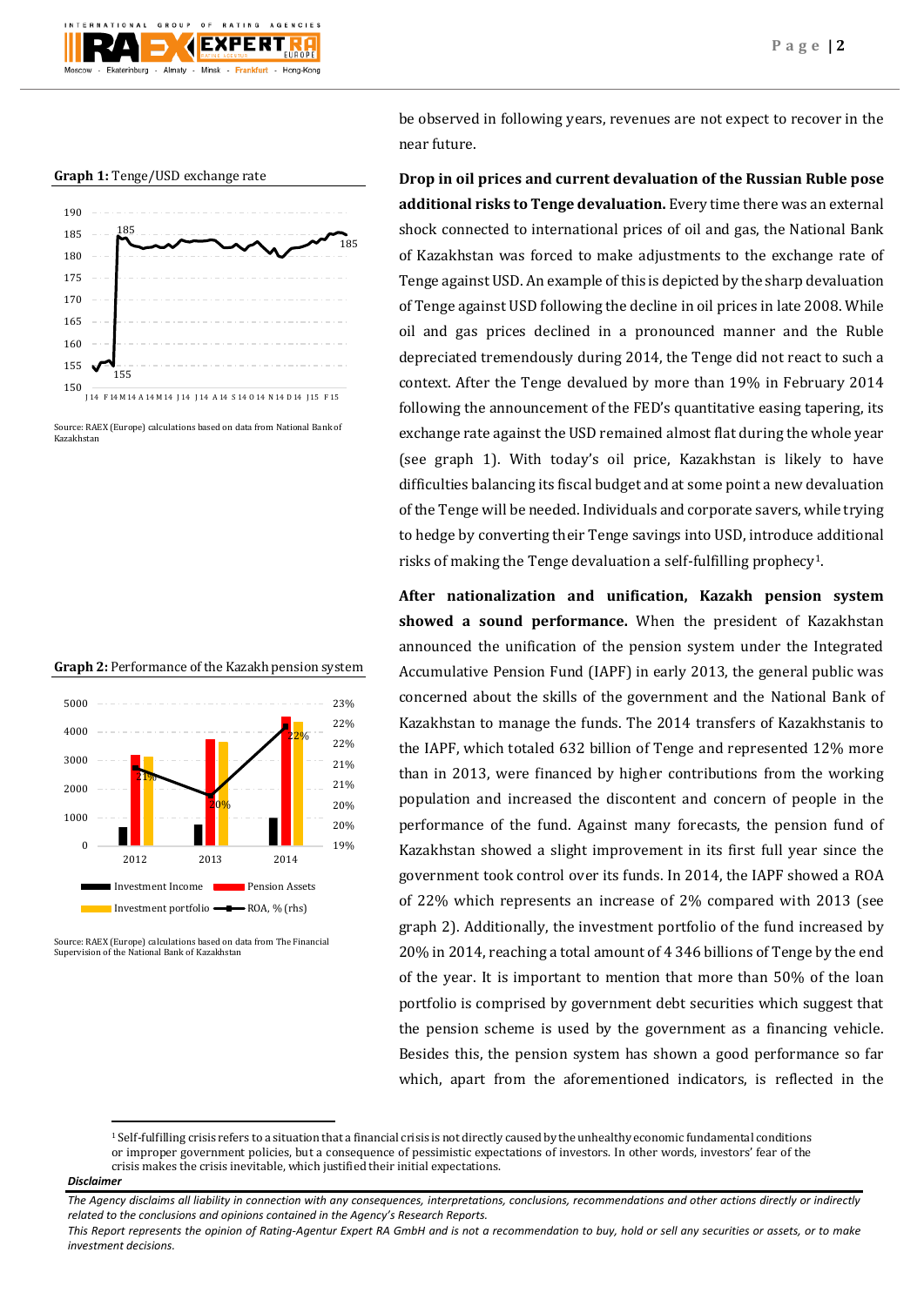be observed in following years, revenues are not expect to recover in the near future.

**Graph 1:** Tenge/USD exchange rate

Source: RAEX (Europe) calculations based on data from National Bank of Kazakhstan

**Graph 2:** Performance of the Kazakh pension system

Source: RAEX (Europe) calculations based on data from The Financial Supervision of the National Bank of Kazakhstan

**Drop in oil prices and current devaluation of the Russian Ruble pose additional risks to Tenge devaluation.** Every time there was an external shock connected to international prices of oil and gas, the National Bank of Kazakhstan was forced to make adjustments to the exchange rate of Tenge against USD. An example of this is depicted by the sharp devaluation of Tenge against USD following the decline in oil prices in late 2008. While oil and gas prices declined in a pronounced manner and the Ruble depreciated tremendously during 2014, the Tenge did not react to such a context. After the Tenge devalued by more than 19% in February 2014 following the announcement of the FED's quantitative easing tapering, its exchange rate against the USD remained almost flat during the whole year (see graph 1). With today's oil price, Kazakhstan is likely to have difficulties balancing its fiscal budget and at some point a new devaluation of the Tenge will be needed. Individuals and corporate savers, while trying to hedge by converting their Tenge savings into USD, introduce additional risks of making the Tenge devaluation a self-fulfilling prophecy[1].

**After nationalization and unification, Kazakh pension system showed a sound performance.** When the president of Kazakhstan announced the unification of the pension system under the Integrated Accumulative Pension Fund (IAPF) in early 2013, the general public was concerned about the skills of the government and the National Bank of Kazakhstan to manage the funds. The 2014 transfers of Kazakhstanis to the IAPF, which totaled 632 billion of Tenge and represented 12% more than in 2013, were financed by higher contributions from the working population and increased the discontent and concern of people in the performance of the fund. Against many forecasts, the pension fund of Kazakhstan showed a slight improvement in its first full year since the government took control over its funds. In 2014, the IAPF showed a ROA of 22% which represents an increase of 2% compared with 2013 (see graph 2). Additionally, the investment portfolio of the fund increased by 20% in 2014, reaching a total amount of 4 346 billions of Tenge by the end of the year. It is important to mention that more than 50% of the loan portfolio is comprised by government debt securities which suggest that the pension scheme is used by the government as a financing vehicle. Besides this, the pension system has shown a good performance so far which, apart from the aforementioned indicators, is reflected in the

[1] Self-fulfilling crisis refers to a situation that a financial crisis is not directly caused by the unhealthy economic fundamental conditions or improper government policies, but a consequence of pessimistic expectations of investors. In other words, investors' fear of the crisis makes the crisis inevitable, which justified their initial expectations.

***Disclaimer***

*The Agency disclaims all liability in connection with any consequences, interpretations, conclusions, recommendations and other actions directly or indirectly related to the conclusions and opinions contained in the Agency's Research Reports.*

*This Report represents the opinion of Rating-Agentur Expert RA GmbH and is not a recommendation to buy, hold or sell any securities or assets, or to make investment decisions.*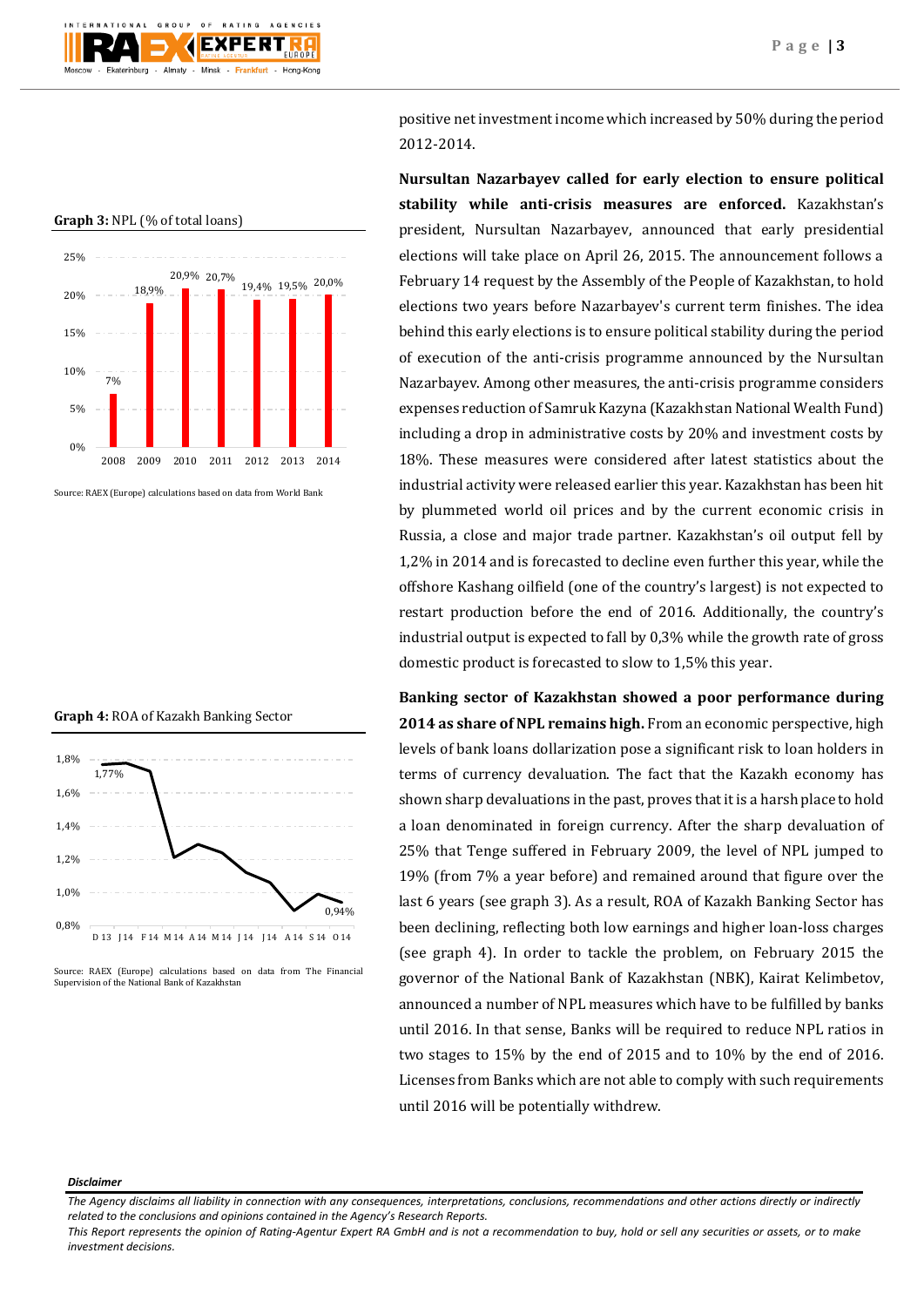**Graph 3:** NPL (% of total loans)

| Year | NPL (% of total loans) |
|---|---|
| 2008 | 7% |
| 2009 | 18,9% |
| 2010 | 20,9% |
| 2011 | 20,7% |
| 2012 | 19,4% |
| 2013 | 19,5% |
| 2014 | 20,0% |

Source: RAEX (Europe) calculations based on data from World Bank

**Graph 4:** ROA of Kazakh Banking Sector

Labeled values: 1,77% (D 13); 0,94% (O 14). Axis: D 13, J 14, F 14, M 14, A 14, M 14, J 14, J 14, A 14, S 14, O 14.

Source: RAEX (Europe) calculations based on data from The Financial Supervision of the National Bank of Kazakhstan

positive net investment income which increased by 50% during the period 2012-2014.

**Nursultan Nazarbayev called for early election to ensure political stability while anti-crisis measures are enforced.** Kazakhstan's president, Nursultan Nazarbayev, announced that early presidential elections will take place on April 26, 2015. The announcement follows a February 14 request by the Assembly of the People of Kazakhstan, to hold elections two years before Nazarbayev's current term finishes. The idea behind this early elections is to ensure political stability during the period of execution of the anti-crisis programme announced by the Nursultan Nazarbayev. Among other measures, the anti-crisis programme considers expenses reduction of Samruk Kazyna (Kazakhstan National Wealth Fund) including a drop in administrative costs by 20% and investment costs by 18%. These measures were considered after latest statistics about the industrial activity were released earlier this year. Kazakhstan has been hit by plummeted world oil prices and by the current economic crisis in Russia, a close and major trade partner. Kazakhstan's oil output fell by 1,2% in 2014 and is forecasted to decline even further this year, while the offshore Kashang oilfield (one of the country's largest) is not expected to restart production before the end of 2016. Additionally, the country's industrial output is expected to fall by 0,3% while the growth rate of gross domestic product is forecasted to slow to 1,5% this year.

**Banking sector of Kazakhstan showed a poor performance during 2014 as share of NPL remains high.** From an economic perspective, high levels of bank loans dollarization pose a significant risk to loan holders in terms of currency devaluation. The fact that the Kazakh economy has shown sharp devaluations in the past, proves that it is a harsh place to hold a loan denominated in foreign currency. After the sharp devaluation of 25% that Tenge suffered in February 2009, the level of NPL jumped to 19% (from 7% a year before) and remained around that figure over the last 6 years (see graph 3). As a result, ROA of Kazakh Banking Sector has been declining, reflecting both low earnings and higher loan-loss charges (see graph 4). In order to tackle the problem, on February 2015 the governor of the National Bank of Kazakhstan (NBK), Kairat Kelimbetov, announced a number of NPL measures which have to be fulfilled by banks until 2016. In that sense, Banks will be required to reduce NPL ratios in two stages to 15% by the end of 2015 and to 10% by the end of 2016. Licenses from Banks which are not able to comply with such requirements until 2016 will be potentially withdrew.

***Disclaimer***

*The Agency disclaims all liability in connection with any consequences, interpretations, conclusions, recommendations and other actions directly or indirectly related to the conclusions and opinions contained in the Agency's Research Reports.*
*This Report represents the opinion of Rating-Agentur Expert RA GmbH and is not a recommendation to buy, hold or sell any securities or assets, or to make investment decisions.*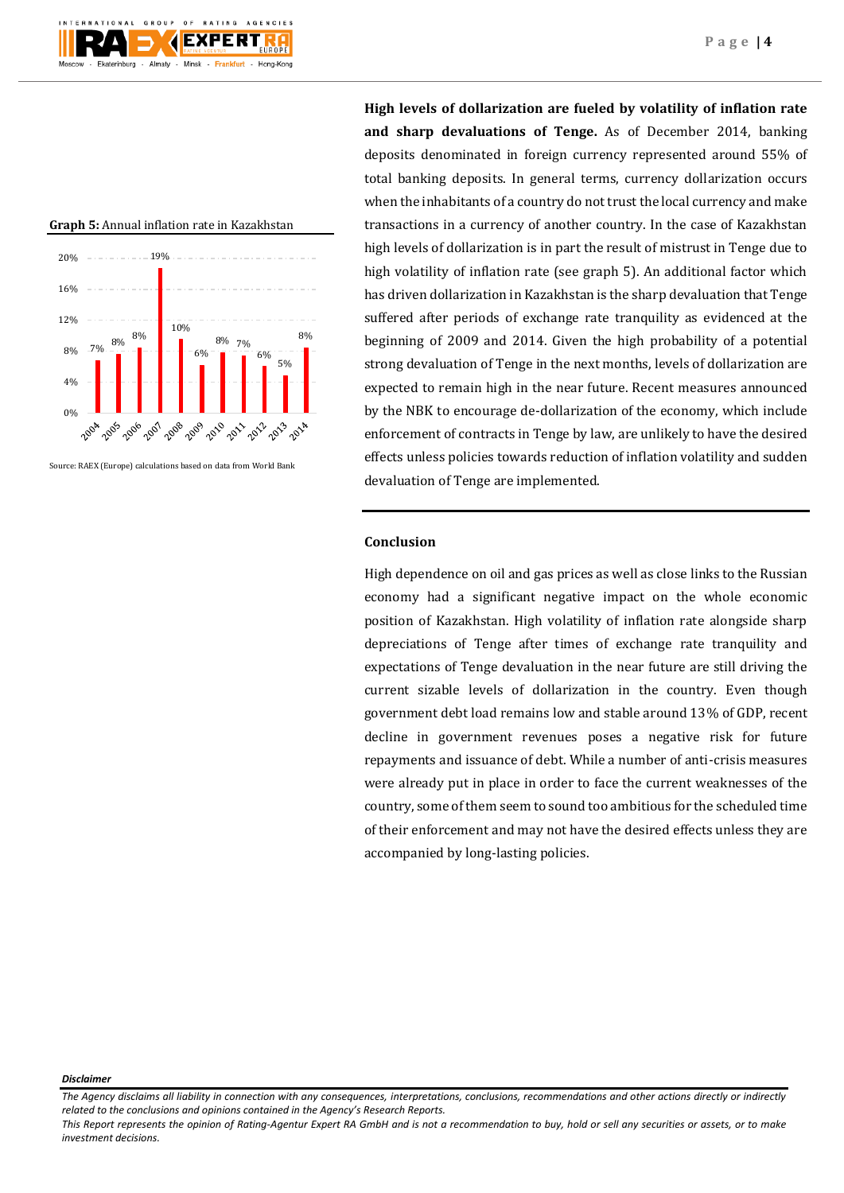**Graph 5:** Annual inflation rate in Kazakhstan

20%
16%
12%
8%
4%
0%

7% 8% 8% 19% 10% 6% 8% 7% 6% 5% 8%

2004 2005 2006 2007 2008 2009 2010 2011 2012 2013 2014

Source: RAEX (Europe) calculations based on data from World Bank

**High levels of dollarization are fueled by volatility of inflation rate and sharp devaluations of Tenge.** As of December 2014, banking deposits denominated in foreign currency represented around 55% of total banking deposits. In general terms, currency dollarization occurs when the inhabitants of a country do not trust the local currency and make transactions in a currency of another country. In the case of Kazakhstan high levels of dollarization is in part the result of mistrust in Tenge due to high volatility of inflation rate (see graph 5). An additional factor which has driven dollarization in Kazakhstan is the sharp devaluation that Tenge suffered after periods of exchange rate tranquility as evidenced at the beginning of 2009 and 2014. Given the high probability of a potential strong devaluation of Tenge in the next months, levels of dollarization are expected to remain high in the near future. Recent measures announced by the NBK to encourage de-dollarization of the economy, which include enforcement of contracts in Tenge by law, are unlikely to have the desired effects unless policies towards reduction of inflation volatility and sudden devaluation of Tenge are implemented.

## Conclusion

High dependence on oil and gas prices as well as close links to the Russian economy had a significant negative impact on the whole economic position of Kazakhstan. High volatility of inflation rate alongside sharp depreciations of Tenge after times of exchange rate tranquility and expectations of Tenge devaluation in the near future are still driving the current sizable levels of dollarization in the country. Even though government debt load remains low and stable around 13% of GDP, recent decline in government revenues poses a negative risk for future repayments and issuance of debt. While a number of anti-crisis measures were already put in place in order to face the current weaknesses of the country, some of them seem to sound too ambitious for the scheduled time of their enforcement and may not have the desired effects unless they are accompanied by long-lasting policies.

***Disclaimer***

*The Agency disclaims all liability in connection with any consequences, interpretations, conclusions, recommendations and other actions directly or indirectly related to the conclusions and opinions contained in the Agency's Research Reports.*
*This Report represents the opinion of Rating-Agentur Expert RA GmbH and is not a recommendation to buy, hold or sell any securities or assets, or to make investment decisions.*